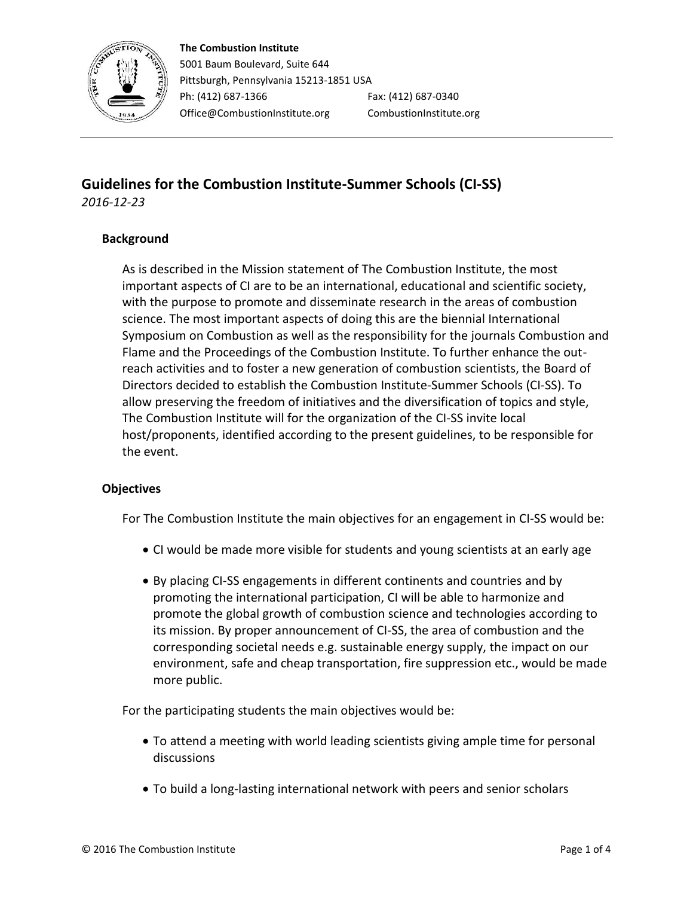**The Combustion Institute**
5001 Baum Boulevard, Suite 644
Pittsburgh, Pennsylvania 15213-1851 USA
Ph: (412) 687-1366 Fax: (412) 687-0340
Office@CombustionInstitute.org CombustionInstitute.org

# Guidelines for the Combustion Institute-Summer Schools (CI-SS)

*2016-12-23*

## Background

As is described in the Mission statement of The Combustion Institute, the most important aspects of CI are to be an international, educational and scientific society, with the purpose to promote and disseminate research in the areas of combustion science. The most important aspects of doing this are the biennial International Symposium on Combustion as well as the responsibility for the journals Combustion and Flame and the Proceedings of the Combustion Institute. To further enhance the out-reach activities and to foster a new generation of combustion scientists, the Board of Directors decided to establish the Combustion Institute-Summer Schools (CI-SS). To allow preserving the freedom of initiatives and the diversification of topics and style, The Combustion Institute will for the organization of the CI-SS invite local host/proponents, identified according to the present guidelines, to be responsible for the event.

## Objectives

For The Combustion Institute the main objectives for an engagement in CI-SS would be:

- CI would be made more visible for students and young scientists at an early age
- By placing CI-SS engagements in different continents and countries and by promoting the international participation, CI will be able to harmonize and promote the global growth of combustion science and technologies according to its mission. By proper announcement of CI-SS, the area of combustion and the corresponding societal needs e.g. sustainable energy supply, the impact on our environment, safe and cheap transportation, fire suppression etc., would be made more public.

For the participating students the main objectives would be:

- To attend a meeting with world leading scientists giving ample time for personal discussions
- To build a long-lasting international network with peers and senior scholars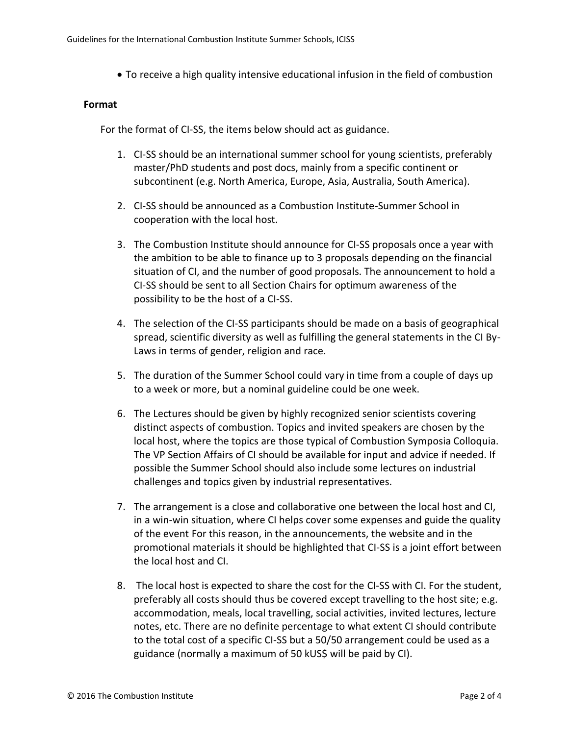- To receive a high quality intensive educational infusion in the field of combustion

**Format**

For the format of CI-SS, the items below should act as guidance.

1. CI-SS should be an international summer school for young scientists, preferably master/PhD students and post docs, mainly from a specific continent or subcontinent (e.g. North America, Europe, Asia, Australia, South America).

2. CI-SS should be announced as a Combustion Institute-Summer School in cooperation with the local host.

3. The Combustion Institute should announce for CI-SS proposals once a year with the ambition to be able to finance up to 3 proposals depending on the financial situation of CI, and the number of good proposals. The announcement to hold a CI-SS should be sent to all Section Chairs for optimum awareness of the possibility to be the host of a CI-SS.

4. The selection of the CI-SS participants should be made on a basis of geographical spread, scientific diversity as well as fulfilling the general statements in the CI By-Laws in terms of gender, religion and race.

5. The duration of the Summer School could vary in time from a couple of days up to a week or more, but a nominal guideline could be one week.

6. The Lectures should be given by highly recognized senior scientists covering distinct aspects of combustion. Topics and invited speakers are chosen by the local host, where the topics are those typical of Combustion Symposia Colloquia. The VP Section Affairs of CI should be available for input and advice if needed. If possible the Summer School should also include some lectures on industrial challenges and topics given by industrial representatives.

7. The arrangement is a close and collaborative one between the local host and CI, in a win-win situation, where CI helps cover some expenses and guide the quality of the event For this reason, in the announcements, the website and in the promotional materials it should be highlighted that CI-SS is a joint effort between the local host and CI.

8. The local host is expected to share the cost for the CI-SS with CI. For the student, preferably all costs should thus be covered except travelling to the host site; e.g. accommodation, meals, local travelling, social activities, invited lectures, lecture notes, etc. There are no definite percentage to what extent CI should contribute to the total cost of a specific CI-SS but a 50/50 arrangement could be used as a guidance (normally a maximum of 50 kUS$ will be paid by CI).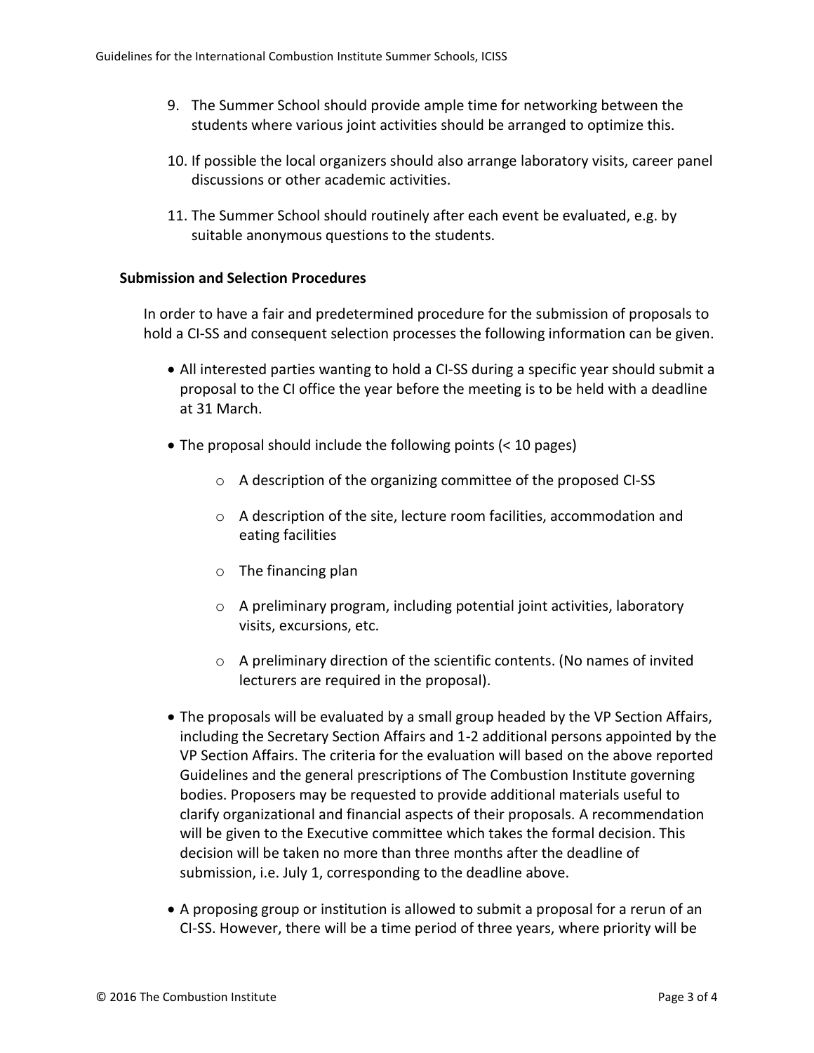9. The Summer School should provide ample time for networking between the students where various joint activities should be arranged to optimize this.

10. If possible the local organizers should also arrange laboratory visits, career panel discussions or other academic activities.

11. The Summer School should routinely after each event be evaluated, e.g. by suitable anonymous questions to the students.

**Submission and Selection Procedures**

In order to have a fair and predetermined procedure for the submission of proposals to hold a CI-SS and consequent selection processes the following information can be given.

- All interested parties wanting to hold a CI-SS during a specific year should submit a proposal to the CI office the year before the meeting is to be held with a deadline at 31 March.
- The proposal should include the following points (< 10 pages)
    - A description of the organizing committee of the proposed CI-SS
    - A description of the site, lecture room facilities, accommodation and eating facilities
    - The financing plan
    - A preliminary program, including potential joint activities, laboratory visits, excursions, etc.
    - A preliminary direction of the scientific contents. (No names of invited lecturers are required in the proposal).
- The proposals will be evaluated by a small group headed by the VP Section Affairs, including the Secretary Section Affairs and 1-2 additional persons appointed by the VP Section Affairs. The criteria for the evaluation will based on the above reported Guidelines and the general prescriptions of The Combustion Institute governing bodies. Proposers may be requested to provide additional materials useful to clarify organizational and financial aspects of their proposals. A recommendation will be given to the Executive committee which takes the formal decision. This decision will be taken no more than three months after the deadline of submission, i.e. July 1, corresponding to the deadline above.
- A proposing group or institution is allowed to submit a proposal for a rerun of an CI-SS. However, there will be a time period of three years, where priority will be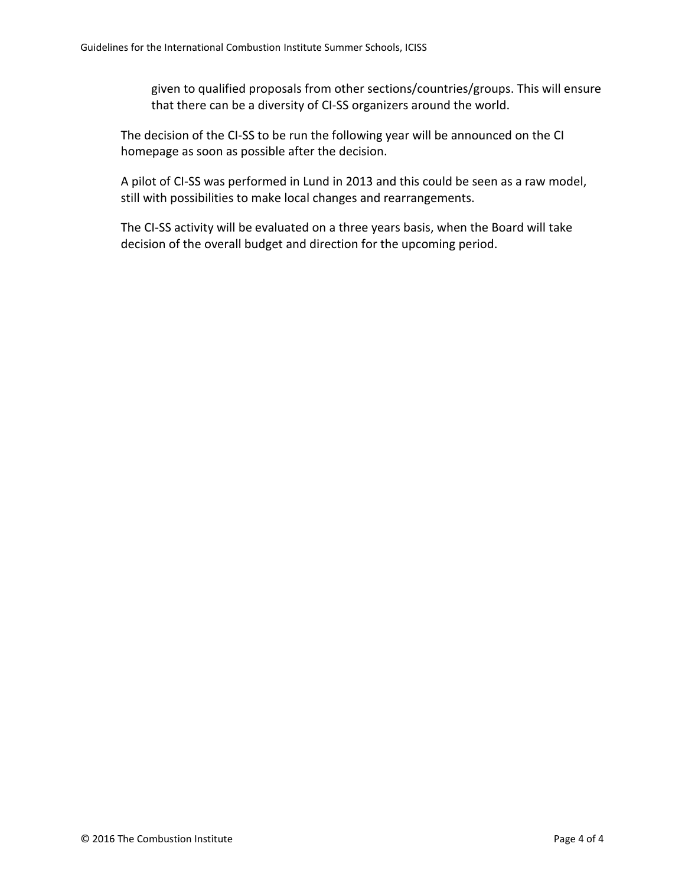given to qualified proposals from other sections/countries/groups. This will ensure that there can be a diversity of CI-SS organizers around the world.

The decision of the CI-SS to be run the following year will be announced on the CI homepage as soon as possible after the decision.

A pilot of CI-SS was performed in Lund in 2013 and this could be seen as a raw model, still with possibilities to make local changes and rearrangements.

The CI-SS activity will be evaluated on a three years basis, when the Board will take decision of the overall budget and direction for the upcoming period.